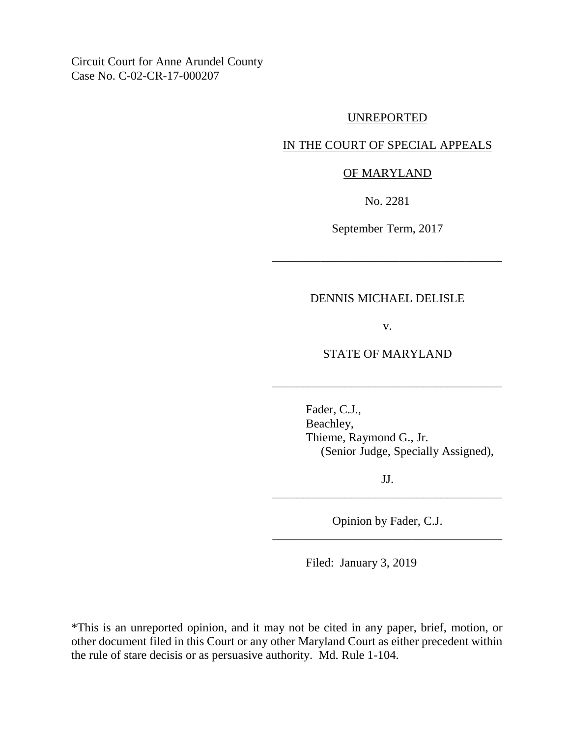Circuit Court for Anne Arundel County
Case No. C-02-CR-17-000207

UNREPORTED

IN THE COURT OF SPECIAL APPEALS

OF MARYLAND

No. 2281

September Term, 2017

---

DENNIS MICHAEL DELISLE

v.

STATE OF MARYLAND

---

Fader, C.J.,
Beachley,
Thieme, Raymond G., Jr.
(Senior Judge, Specially Assigned),

JJ.

---

Opinion by Fader, C.J.

---

Filed: January 3, 2019

*This is an unreported opinion, and it may not be cited in any paper, brief, motion, or other document filed in this Court or any other Maryland Court as either precedent within the rule of stare decisis or as persuasive authority. Md. Rule 1-104.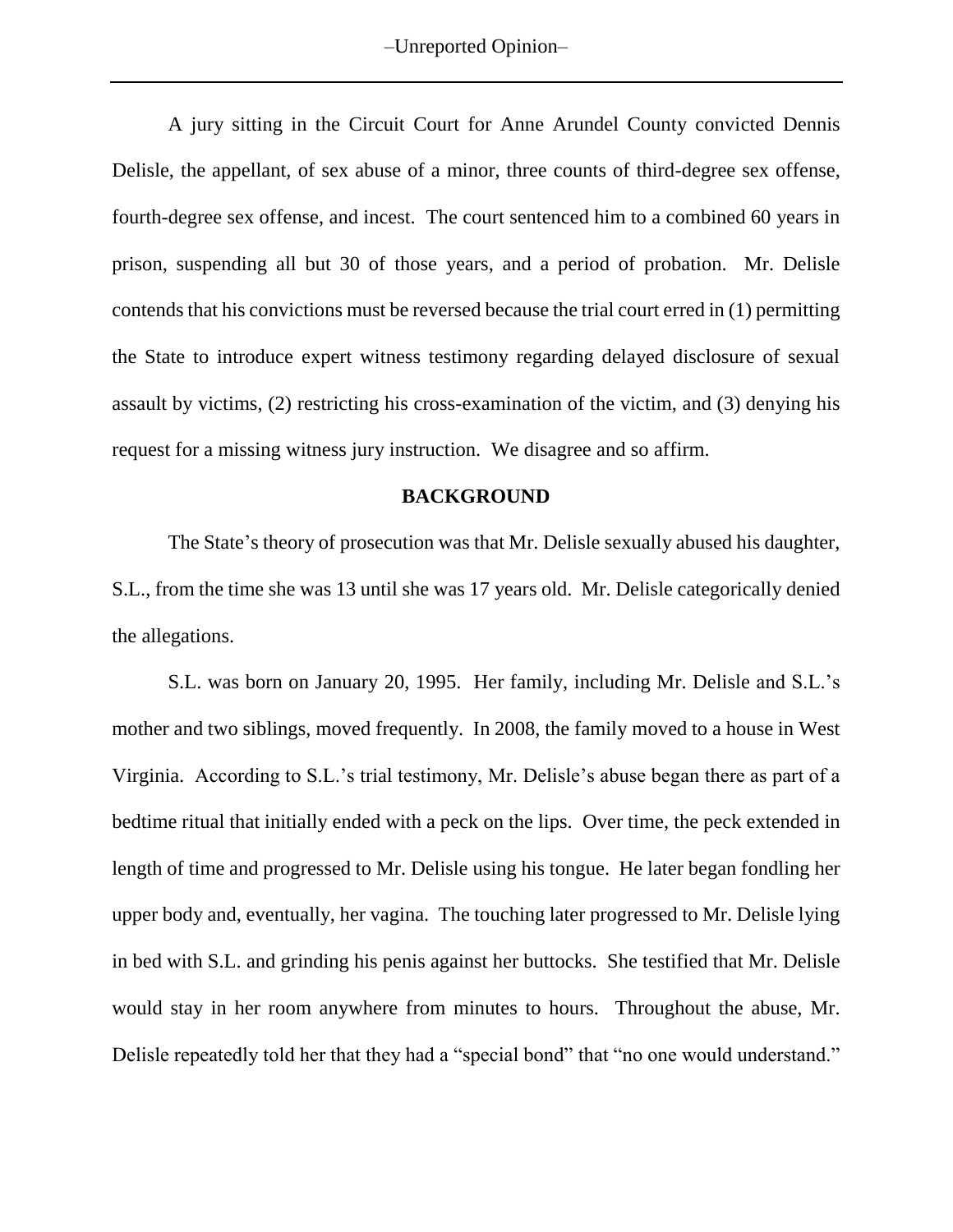A jury sitting in the Circuit Court for Anne Arundel County convicted Dennis Delisle, the appellant, of sex abuse of a minor, three counts of third-degree sex offense, fourth-degree sex offense, and incest. The court sentenced him to a combined 60 years in prison, suspending all but 30 of those years, and a period of probation. Mr. Delisle contends that his convictions must be reversed because the trial court erred in (1) permitting the State to introduce expert witness testimony regarding delayed disclosure of sexual assault by victims, (2) restricting his cross-examination of the victim, and (3) denying his request for a missing witness jury instruction. We disagree and so affirm.

## BACKGROUND

The State's theory of prosecution was that Mr. Delisle sexually abused his daughter, S.L., from the time she was 13 until she was 17 years old. Mr. Delisle categorically denied the allegations.

S.L. was born on January 20, 1995. Her family, including Mr. Delisle and S.L.'s mother and two siblings, moved frequently. In 2008, the family moved to a house in West Virginia. According to S.L.'s trial testimony, Mr. Delisle's abuse began there as part of a bedtime ritual that initially ended with a peck on the lips. Over time, the peck extended in length of time and progressed to Mr. Delisle using his tongue. He later began fondling her upper body and, eventually, her vagina. The touching later progressed to Mr. Delisle lying in bed with S.L. and grinding his penis against her buttocks. She testified that Mr. Delisle would stay in her room anywhere from minutes to hours. Throughout the abuse, Mr. Delisle repeatedly told her that they had a "special bond" that "no one would understand."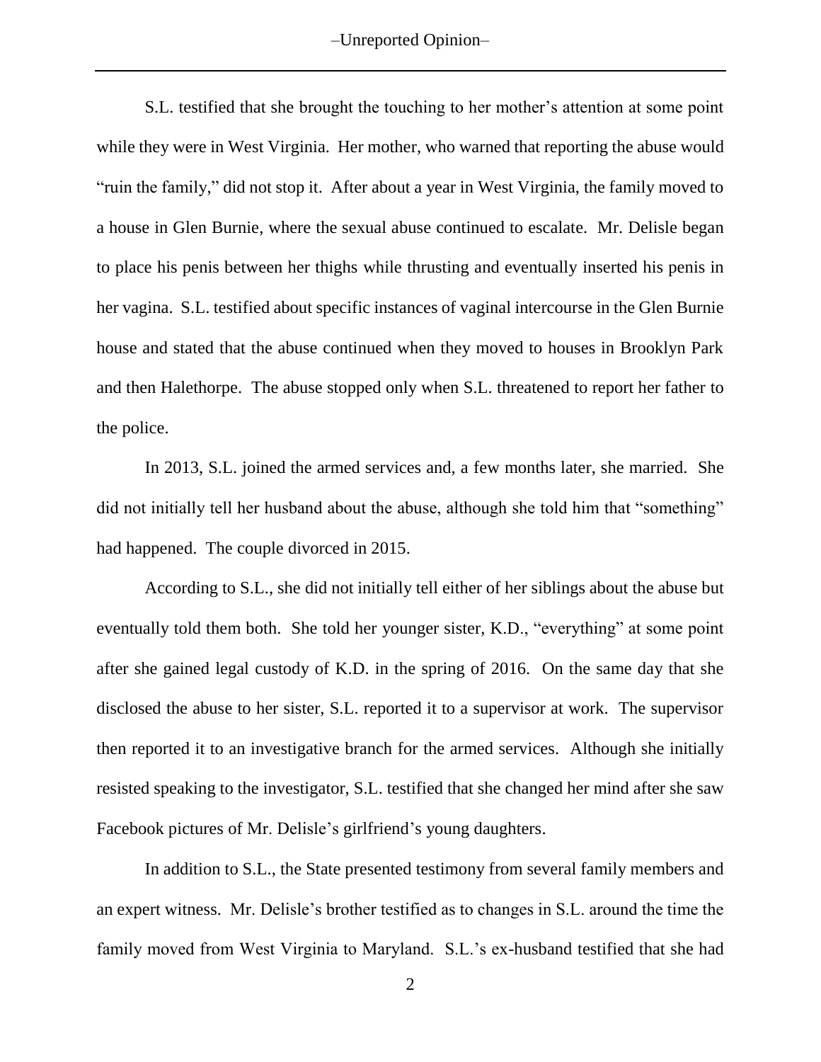S.L. testified that she brought the touching to her mother's attention at some point while they were in West Virginia. Her mother, who warned that reporting the abuse would "ruin the family," did not stop it. After about a year in West Virginia, the family moved to a house in Glen Burnie, where the sexual abuse continued to escalate. Mr. Delisle began to place his penis between her thighs while thrusting and eventually inserted his penis in her vagina. S.L. testified about specific instances of vaginal intercourse in the Glen Burnie house and stated that the abuse continued when they moved to houses in Brooklyn Park and then Halethorpe. The abuse stopped only when S.L. threatened to report her father to the police.

In 2013, S.L. joined the armed services and, a few months later, she married. She did not initially tell her husband about the abuse, although she told him that "something" had happened. The couple divorced in 2015.

According to S.L., she did not initially tell either of her siblings about the abuse but eventually told them both. She told her younger sister, K.D., "everything" at some point after she gained legal custody of K.D. in the spring of 2016. On the same day that she disclosed the abuse to her sister, S.L. reported it to a supervisor at work. The supervisor then reported it to an investigative branch for the armed services. Although she initially resisted speaking to the investigator, S.L. testified that she changed her mind after she saw Facebook pictures of Mr. Delisle's girlfriend's young daughters.

In addition to S.L., the State presented testimony from several family members and an expert witness. Mr. Delisle's brother testified as to changes in S.L. around the time the family moved from West Virginia to Maryland. S.L.'s ex-husband testified that she had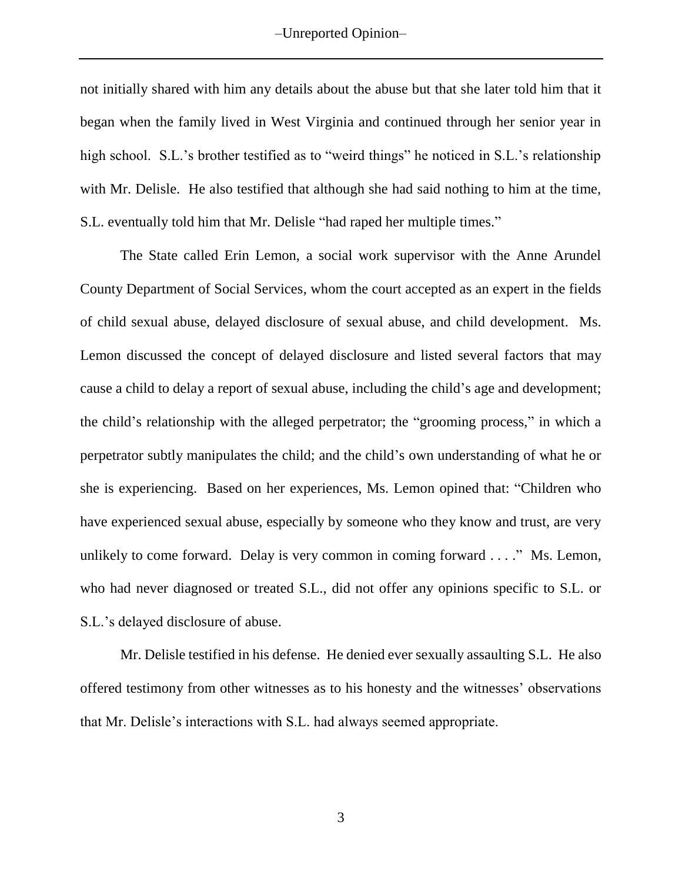not initially shared with him any details about the abuse but that she later told him that it began when the family lived in West Virginia and continued through her senior year in high school. S.L.'s brother testified as to "weird things" he noticed in S.L.'s relationship with Mr. Delisle. He also testified that although she had said nothing to him at the time, S.L. eventually told him that Mr. Delisle "had raped her multiple times."

The State called Erin Lemon, a social work supervisor with the Anne Arundel County Department of Social Services, whom the court accepted as an expert in the fields of child sexual abuse, delayed disclosure of sexual abuse, and child development. Ms. Lemon discussed the concept of delayed disclosure and listed several factors that may cause a child to delay a report of sexual abuse, including the child's age and development; the child's relationship with the alleged perpetrator; the "grooming process," in which a perpetrator subtly manipulates the child; and the child's own understanding of what he or she is experiencing. Based on her experiences, Ms. Lemon opined that: "Children who have experienced sexual abuse, especially by someone who they know and trust, are very unlikely to come forward. Delay is very common in coming forward . . . ." Ms. Lemon, who had never diagnosed or treated S.L., did not offer any opinions specific to S.L. or S.L.'s delayed disclosure of abuse.

Mr. Delisle testified in his defense. He denied ever sexually assaulting S.L. He also offered testimony from other witnesses as to his honesty and the witnesses' observations that Mr. Delisle's interactions with S.L. had always seemed appropriate.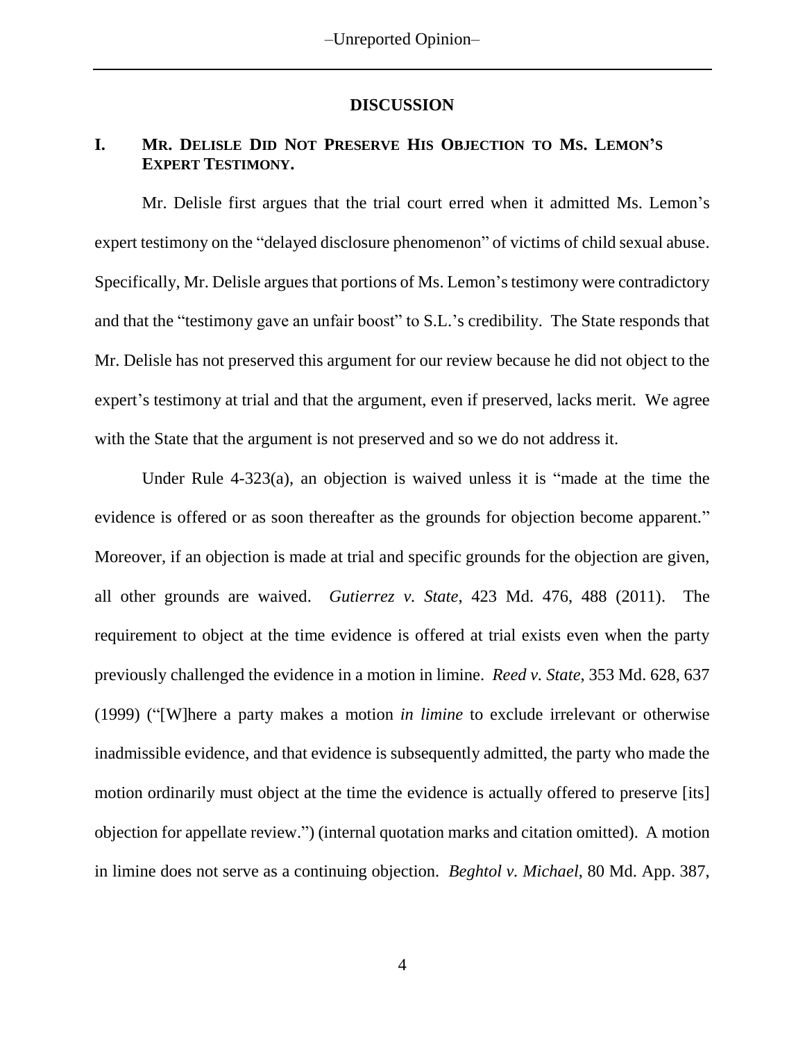## DISCUSSION

### I. Mr. Delisle Did Not Preserve His Objection to Ms. Lemon's Expert Testimony.

Mr. Delisle first argues that the trial court erred when it admitted Ms. Lemon's expert testimony on the "delayed disclosure phenomenon" of victims of child sexual abuse. Specifically, Mr. Delisle argues that portions of Ms. Lemon's testimony were contradictory and that the "testimony gave an unfair boost" to S.L.'s credibility. The State responds that Mr. Delisle has not preserved this argument for our review because he did not object to the expert's testimony at trial and that the argument, even if preserved, lacks merit. We agree with the State that the argument is not preserved and so we do not address it.

Under Rule 4-323(a), an objection is waived unless it is "made at the time the evidence is offered or as soon thereafter as the grounds for objection become apparent." Moreover, if an objection is made at trial and specific grounds for the objection are given, all other grounds are waived. *Gutierrez v. State*, 423 Md. 476, 488 (2011). The requirement to object at the time evidence is offered at trial exists even when the party previously challenged the evidence in a motion in limine. *Reed v. State*, 353 Md. 628, 637 (1999) ("[W]here a party makes a motion *in limine* to exclude irrelevant or otherwise inadmissible evidence, and that evidence is subsequently admitted, the party who made the motion ordinarily must object at the time the evidence is actually offered to preserve [its] objection for appellate review.") (internal quotation marks and citation omitted). A motion in limine does not serve as a continuing objection. *Beghtol v. Michael*, 80 Md. App. 387,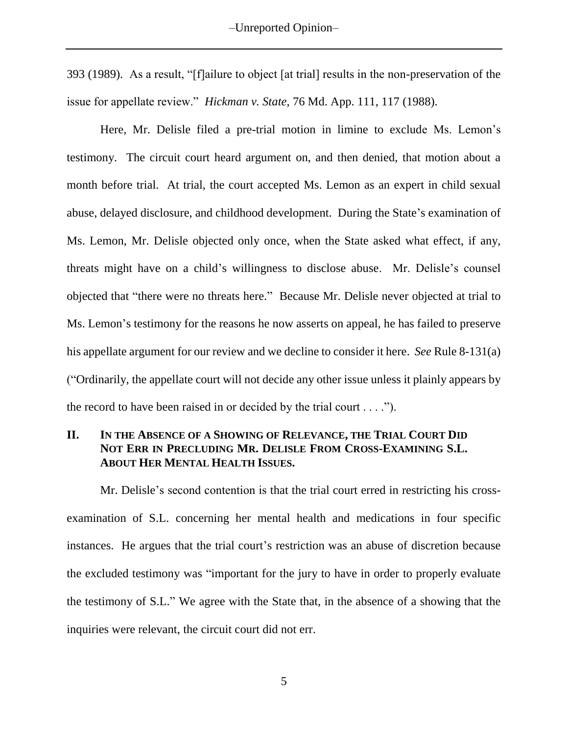393 (1989). As a result, "[f]ailure to object [at trial] results in the non-preservation of the issue for appellate review." *Hickman v. State*, 76 Md. App. 111, 117 (1988).

Here, Mr. Delisle filed a pre-trial motion in limine to exclude Ms. Lemon's testimony. The circuit court heard argument on, and then denied, that motion about a month before trial. At trial, the court accepted Ms. Lemon as an expert in child sexual abuse, delayed disclosure, and childhood development. During the State's examination of Ms. Lemon, Mr. Delisle objected only once, when the State asked what effect, if any, threats might have on a child's willingness to disclose abuse. Mr. Delisle's counsel objected that "there were no threats here." Because Mr. Delisle never objected at trial to Ms. Lemon's testimony for the reasons he now asserts on appeal, he has failed to preserve his appellate argument for our review and we decline to consider it here. *See* Rule 8-131(a) ("Ordinarily, the appellate court will not decide any other issue unless it plainly appears by the record to have been raised in or decided by the trial court . . . .").

## II. IN THE ABSENCE OF A SHOWING OF RELEVANCE, THE TRIAL COURT DID NOT ERR IN PRECLUDING MR. DELISLE FROM CROSS-EXAMINING S.L. ABOUT HER MENTAL HEALTH ISSUES.

Mr. Delisle's second contention is that the trial court erred in restricting his cross-examination of S.L. concerning her mental health and medications in four specific instances. He argues that the trial court's restriction was an abuse of discretion because the excluded testimony was "important for the jury to have in order to properly evaluate the testimony of S.L." We agree with the State that, in the absence of a showing that the inquiries were relevant, the circuit court did not err.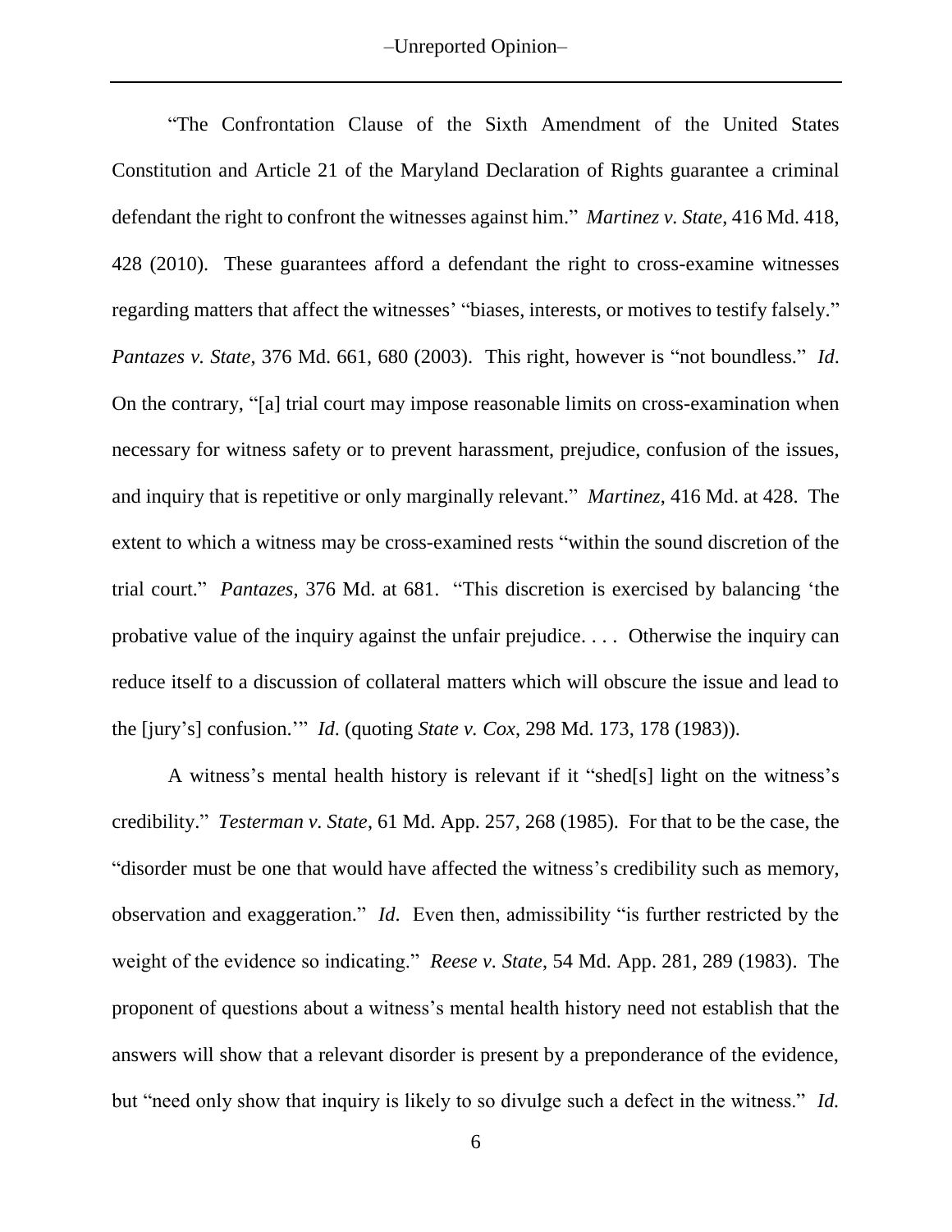"The Confrontation Clause of the Sixth Amendment of the United States Constitution and Article 21 of the Maryland Declaration of Rights guarantee a criminal defendant the right to confront the witnesses against him." *Martinez v. State*, 416 Md. 418, 428 (2010). These guarantees afford a defendant the right to cross-examine witnesses regarding matters that affect the witnesses' "biases, interests, or motives to testify falsely." *Pantazes v. State*, 376 Md. 661, 680 (2003). This right, however is "not boundless." *Id*. On the contrary, "[a] trial court may impose reasonable limits on cross-examination when necessary for witness safety or to prevent harassment, prejudice, confusion of the issues, and inquiry that is repetitive or only marginally relevant." *Martinez*, 416 Md. at 428. The extent to which a witness may be cross-examined rests "within the sound discretion of the trial court." *Pantazes*, 376 Md. at 681. "This discretion is exercised by balancing 'the probative value of the inquiry against the unfair prejudice. . . . Otherwise the inquiry can reduce itself to a discussion of collateral matters which will obscure the issue and lead to the [jury's] confusion.'" *Id*. (quoting *State v. Cox*, 298 Md. 173, 178 (1983)).

A witness's mental health history is relevant if it "shed[s] light on the witness's credibility." *Testerman v. State*, 61 Md. App. 257, 268 (1985). For that to be the case, the "disorder must be one that would have affected the witness's credibility such as memory, observation and exaggeration." *Id*. Even then, admissibility "is further restricted by the weight of the evidence so indicating." *Reese v. State*, 54 Md. App. 281, 289 (1983). The proponent of questions about a witness's mental health history need not establish that the answers will show that a relevant disorder is present by a preponderance of the evidence, but "need only show that inquiry is likely to so divulge such a defect in the witness." *Id.*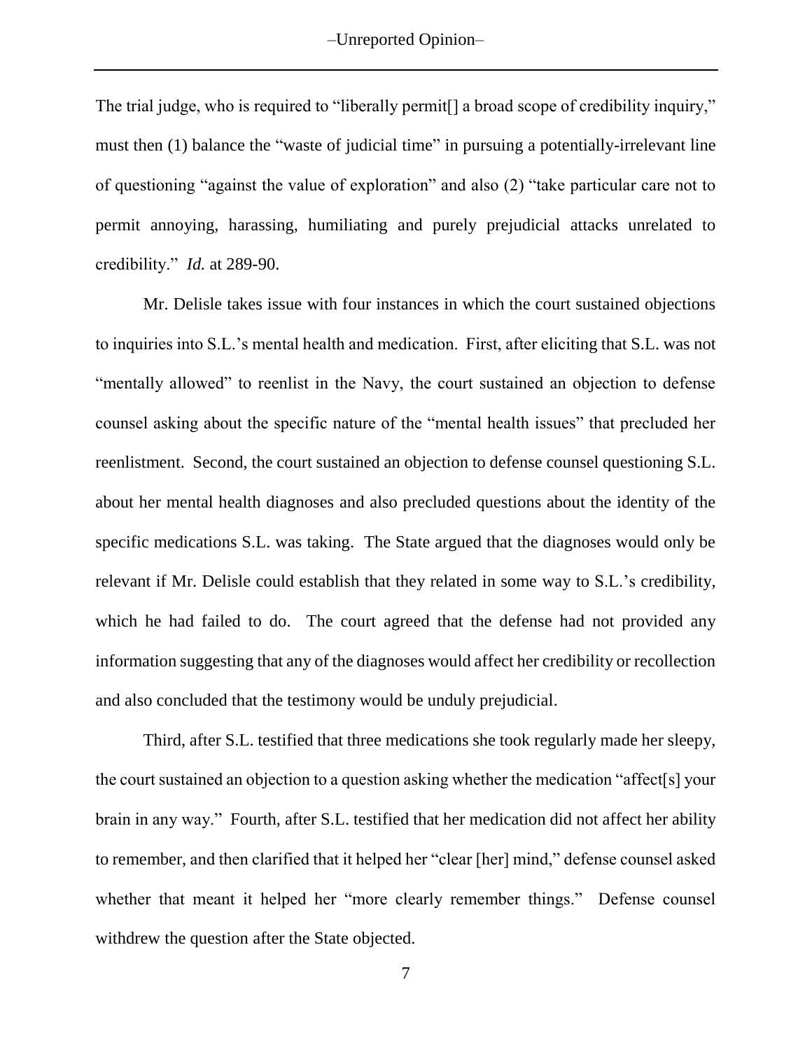The trial judge, who is required to "liberally permit[] a broad scope of credibility inquiry," must then (1) balance the "waste of judicial time" in pursuing a potentially-irrelevant line of questioning "against the value of exploration" and also (2) "take particular care not to permit annoying, harassing, humiliating and purely prejudicial attacks unrelated to credibility." *Id.* at 289-90.

Mr. Delisle takes issue with four instances in which the court sustained objections to inquiries into S.L.'s mental health and medication. First, after eliciting that S.L. was not "mentally allowed" to reenlist in the Navy, the court sustained an objection to defense counsel asking about the specific nature of the "mental health issues" that precluded her reenlistment. Second, the court sustained an objection to defense counsel questioning S.L. about her mental health diagnoses and also precluded questions about the identity of the specific medications S.L. was taking. The State argued that the diagnoses would only be relevant if Mr. Delisle could establish that they related in some way to S.L.'s credibility, which he had failed to do. The court agreed that the defense had not provided any information suggesting that any of the diagnoses would affect her credibility or recollection and also concluded that the testimony would be unduly prejudicial.

Third, after S.L. testified that three medications she took regularly made her sleepy, the court sustained an objection to a question asking whether the medication "affect[s] your brain in any way." Fourth, after S.L. testified that her medication did not affect her ability to remember, and then clarified that it helped her "clear [her] mind," defense counsel asked whether that meant it helped her "more clearly remember things." Defense counsel withdrew the question after the State objected.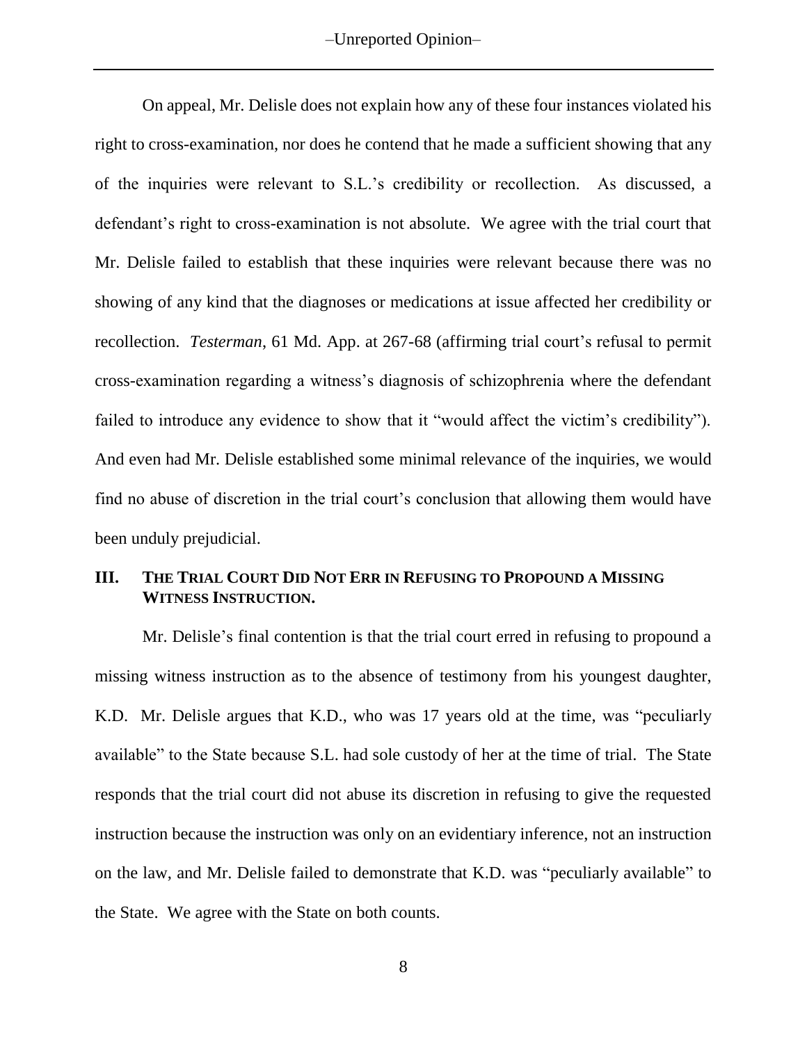On appeal, Mr. Delisle does not explain how any of these four instances violated his right to cross-examination, nor does he contend that he made a sufficient showing that any of the inquiries were relevant to S.L.'s credibility or recollection. As discussed, a defendant's right to cross-examination is not absolute. We agree with the trial court that Mr. Delisle failed to establish that these inquiries were relevant because there was no showing of any kind that the diagnoses or medications at issue affected her credibility or recollection. *Testerman*, 61 Md. App. at 267-68 (affirming trial court's refusal to permit cross-examination regarding a witness's diagnosis of schizophrenia where the defendant failed to introduce any evidence to show that it "would affect the victim's credibility"). And even had Mr. Delisle established some minimal relevance of the inquiries, we would find no abuse of discretion in the trial court's conclusion that allowing them would have been unduly prejudicial.

## III. The Trial Court Did Not Err in Refusing to Propound a Missing Witness Instruction.

Mr. Delisle's final contention is that the trial court erred in refusing to propound a missing witness instruction as to the absence of testimony from his youngest daughter, K.D. Mr. Delisle argues that K.D., who was 17 years old at the time, was "peculiarly available" to the State because S.L. had sole custody of her at the time of trial. The State responds that the trial court did not abuse its discretion in refusing to give the requested instruction because the instruction was only on an evidentiary inference, not an instruction on the law, and Mr. Delisle failed to demonstrate that K.D. was "peculiarly available" to the State. We agree with the State on both counts.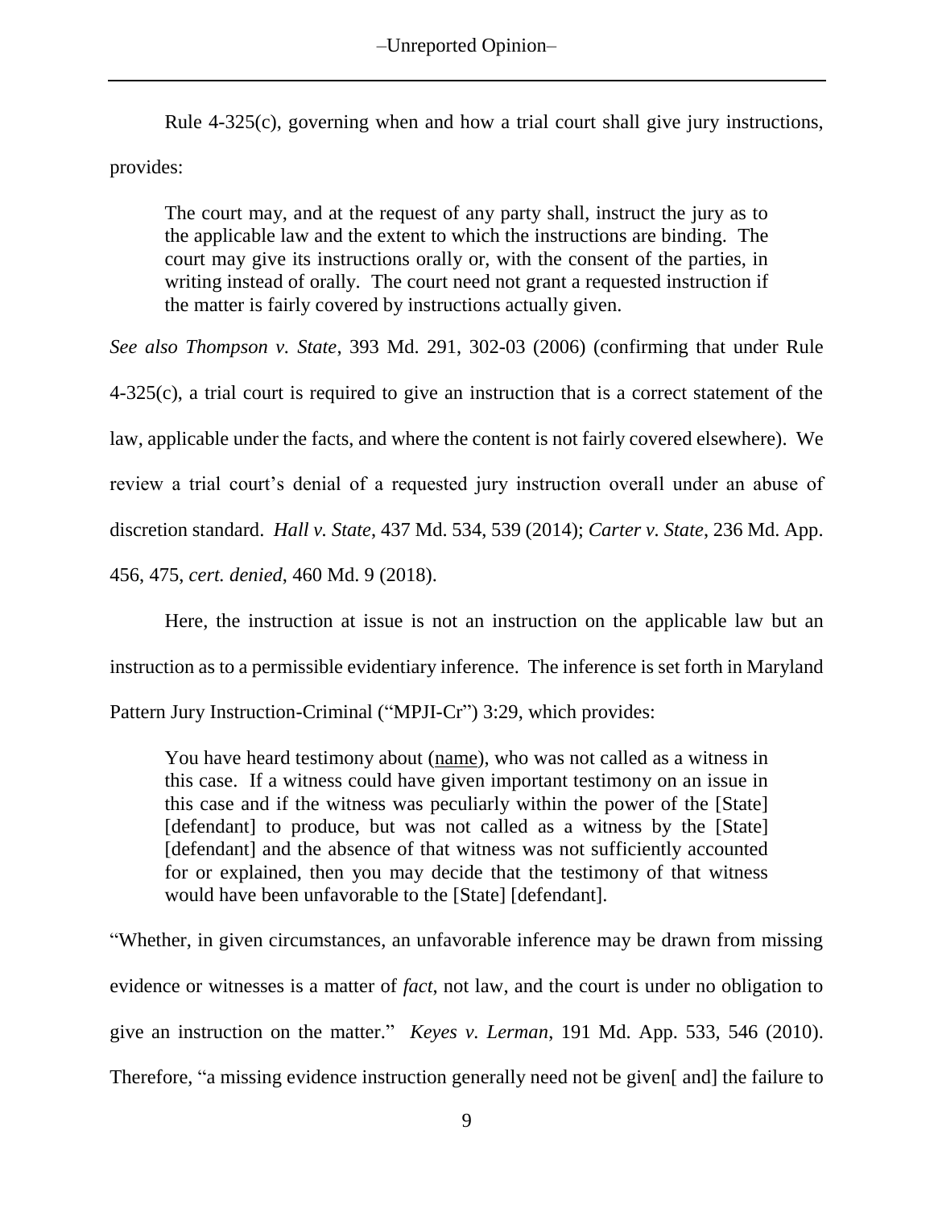Rule 4-325(c), governing when and how a trial court shall give jury instructions, provides:

> The court may, and at the request of any party shall, instruct the jury as to the applicable law and the extent to which the instructions are binding. The court may give its instructions orally or, with the consent of the parties, in writing instead of orally. The court need not grant a requested instruction if the matter is fairly covered by instructions actually given.

*See also Thompson v. State*, 393 Md. 291, 302-03 (2006) (confirming that under Rule 4-325(c), a trial court is required to give an instruction that is a correct statement of the law, applicable under the facts, and where the content is not fairly covered elsewhere). We review a trial court's denial of a requested jury instruction overall under an abuse of discretion standard. *Hall v. State*, 437 Md. 534, 539 (2014); *Carter v. State*, 236 Md. App. 456, 475, *cert. denied*, 460 Md. 9 (2018).

Here, the instruction at issue is not an instruction on the applicable law but an instruction as to a permissible evidentiary inference. The inference is set forth in Maryland Pattern Jury Instruction-Criminal ("MPJI-Cr") 3:29, which provides:

> You have heard testimony about (name), who was not called as a witness in this case. If a witness could have given important testimony on an issue in this case and if the witness was peculiarly within the power of the [State] [defendant] to produce, but was not called as a witness by the [State] [defendant] and the absence of that witness was not sufficiently accounted for or explained, then you may decide that the testimony of that witness would have been unfavorable to the [State] [defendant].

"Whether, in given circumstances, an unfavorable inference may be drawn from missing evidence or witnesses is a matter of *fact*, not law, and the court is under no obligation to give an instruction on the matter." *Keyes v. Lerman*, 191 Md. App. 533, 546 (2010). Therefore, "a missing evidence instruction generally need not be given[ and] the failure to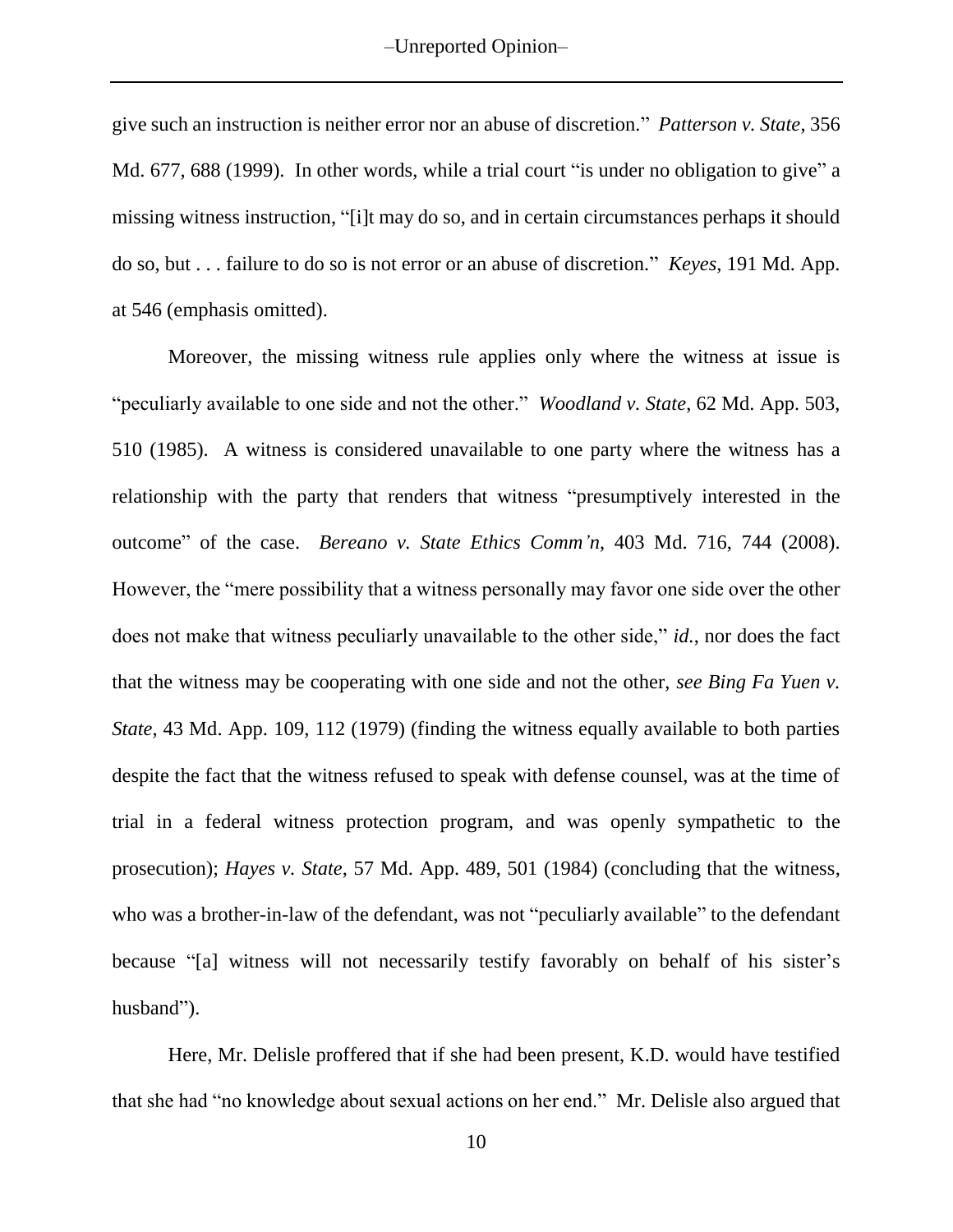give such an instruction is neither error nor an abuse of discretion." *Patterson v. State*, 356 Md. 677, 688 (1999). In other words, while a trial court "is under no obligation to give" a missing witness instruction, "[i]t may do so, and in certain circumstances perhaps it should do so, but . . . failure to do so is not error or an abuse of discretion." *Keyes*, 191 Md. App. at 546 (emphasis omitted).

Moreover, the missing witness rule applies only where the witness at issue is "peculiarly available to one side and not the other." *Woodland v. State*, 62 Md. App. 503, 510 (1985). A witness is considered unavailable to one party where the witness has a relationship with the party that renders that witness "presumptively interested in the outcome" of the case. *Bereano v. State Ethics Comm'n*, 403 Md. 716, 744 (2008). However, the "mere possibility that a witness personally may favor one side over the other does not make that witness peculiarly unavailable to the other side," *id.*, nor does the fact that the witness may be cooperating with one side and not the other, *see Bing Fa Yuen v. State*, 43 Md. App. 109, 112 (1979) (finding the witness equally available to both parties despite the fact that the witness refused to speak with defense counsel, was at the time of trial in a federal witness protection program, and was openly sympathetic to the prosecution); *Hayes v. State*, 57 Md. App. 489, 501 (1984) (concluding that the witness, who was a brother-in-law of the defendant, was not "peculiarly available" to the defendant because "[a] witness will not necessarily testify favorably on behalf of his sister's husband").

Here, Mr. Delisle proffered that if she had been present, K.D. would have testified that she had "no knowledge about sexual actions on her end." Mr. Delisle also argued that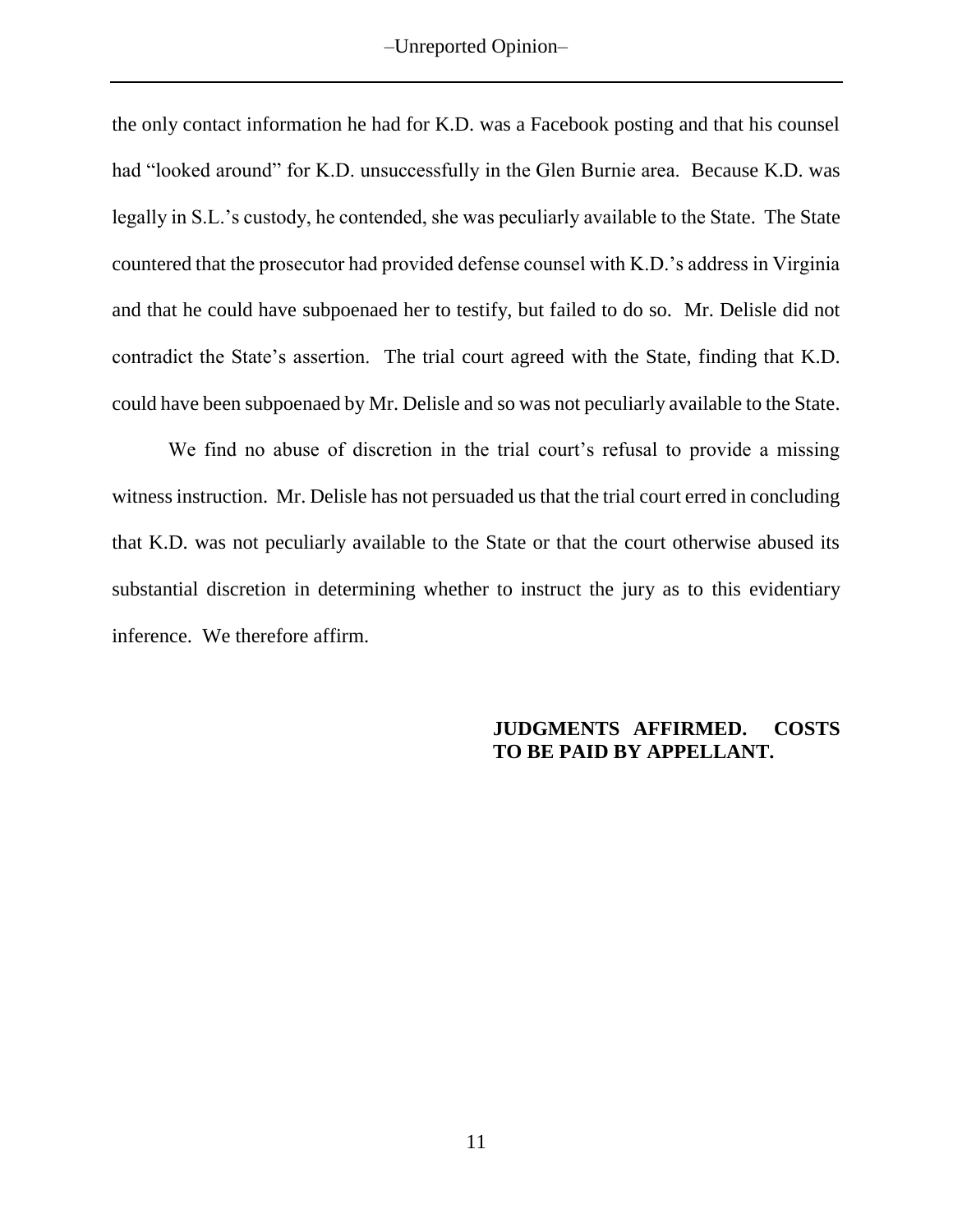the only contact information he had for K.D. was a Facebook posting and that his counsel had "looked around" for K.D. unsuccessfully in the Glen Burnie area. Because K.D. was legally in S.L.'s custody, he contended, she was peculiarly available to the State. The State countered that the prosecutor had provided defense counsel with K.D.'s address in Virginia and that he could have subpoenaed her to testify, but failed to do so. Mr. Delisle did not contradict the State's assertion. The trial court agreed with the State, finding that K.D. could have been subpoenaed by Mr. Delisle and so was not peculiarly available to the State.

We find no abuse of discretion in the trial court's refusal to provide a missing witness instruction. Mr. Delisle has not persuaded us that the trial court erred in concluding that K.D. was not peculiarly available to the State or that the court otherwise abused its substantial discretion in determining whether to instruct the jury as to this evidentiary inference. We therefore affirm.

**JUDGMENTS AFFIRMED. COSTS TO BE PAID BY APPELLANT.**